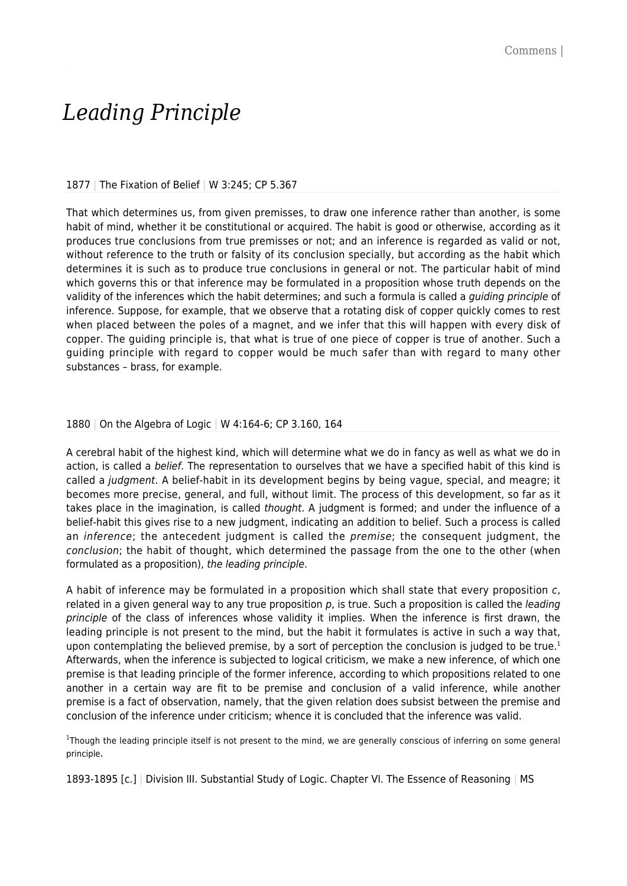# *Leading Principle*

1877 | The Fixation of Belief | W 3:245; CP 5.367

That which determines us, from given premisses, to draw one inference rather than another, is some habit of mind, whether it be constitutional or acquired. The habit is good or otherwise, according as it produces true conclusions from true premisses or not; and an inference is regarded as valid or not, without reference to the truth or falsity of its conclusion specially, but according as the habit which determines it is such as to produce true conclusions in general or not. The particular habit of mind which governs this or that inference may be formulated in a proposition whose truth depends on the validity of the inferences which the habit determines; and such a formula is called a *guiding principle* of inference. Suppose, for example, that we observe that a rotating disk of copper quickly comes to rest when placed between the poles of a magnet, and we infer that this will happen with every disk of copper. The guiding principle is, that what is true of one piece of copper is true of another. Such a guiding principle with regard to copper would be much safer than with regard to many other substances – brass, for example.

1880 | On the Algebra of Logic | W 4:164-6; CP 3.160, 164

A cerebral habit of the highest kind, which will determine what we do in fancy as well as what we do in action, is called a *belief*. The representation to ourselves that we have a specified habit of this kind is called a *judgment*. A belief-habit in its development begins by being vague, special, and meagre; it becomes more precise, general, and full, without limit. The process of this development, so far as it takes place in the imagination, is called *thought*. A judgment is formed; and under the influence of a belief-habit this gives rise to a new judgment, indicating an addition to belief. Such a process is called an *inference*; the antecedent judgment is called the *premise*; the consequent judgment, the *conclusion*; the habit of thought, which determined the passage from the one to the other (when formulated as a proposition), *the leading principle*.

A habit of inference may be formulated in a proposition which shall state that every proposition *c*, related in a given general way to any true proposition *p*, is true. Such a proposition is called the *leading principle* of the class of inferences whose validity it implies. When the inference is first drawn, the leading principle is not present to the mind, but the habit it formulates is active in such a way that, upon contemplating the believed premise, by a sort of perception the conclusion is judged to be true.[1] Afterwards, when the inference is subjected to logical criticism, we make a new inference, of which one premise is that leading principle of the former inference, according to which propositions related to one another in a certain way are fit to be premise and conclusion of a valid inference, while another premise is a fact of observation, namely, that the given relation does subsist between the premise and conclusion of the inference under criticism; whence it is concluded that the inference was valid.

[1]Though the leading principle itself is not present to the mind, we are generally conscious of inferring on some general principle.

1893-1895 [c.] | Division III. Substantial Study of Logic. Chapter VI. The Essence of Reasoning | MS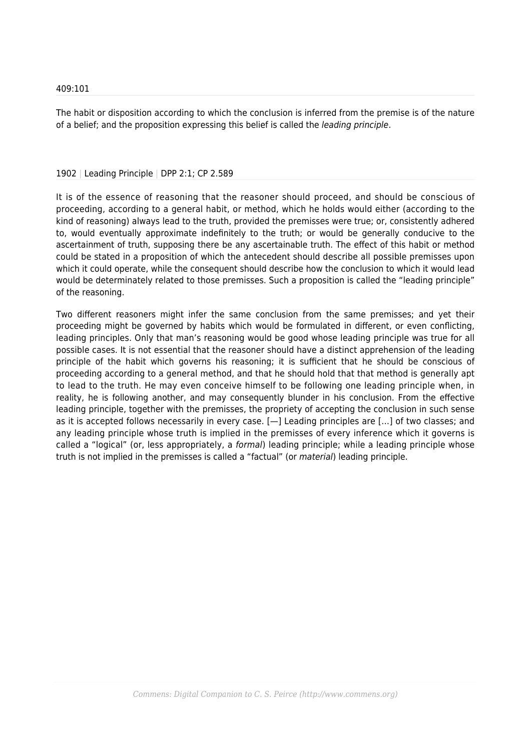409:101

The habit or disposition according to which the conclusion is inferred from the premise is of the nature of a belief; and the proposition expressing this belief is called the *leading principle*.

1902 | Leading Principle | DPP 2:1; CP 2.589

It is of the essence of reasoning that the reasoner should proceed, and should be conscious of proceeding, according to a general habit, or method, which he holds would either (according to the kind of reasoning) always lead to the truth, provided the premisses were true; or, consistently adhered to, would eventually approximate indefinitely to the truth; or would be generally conducive to the ascertainment of truth, supposing there be any ascertainable truth. The effect of this habit or method could be stated in a proposition of which the antecedent should describe all possible premisses upon which it could operate, while the consequent should describe how the conclusion to which it would lead would be determinately related to those premisses. Such a proposition is called the "leading principle" of the reasoning.

Two different reasoners might infer the same conclusion from the same premisses; and yet their proceeding might be governed by habits which would be formulated in different, or even conflicting, leading principles. Only that man's reasoning would be good whose leading principle was true for all possible cases. It is not essential that the reasoner should have a distinct apprehension of the leading principle of the habit which governs his reasoning; it is sufficient that he should be conscious of proceeding according to a general method, and that he should hold that that method is generally apt to lead to the truth. He may even conceive himself to be following one leading principle when, in reality, he is following another, and may consequently blunder in his conclusion. From the effective leading principle, together with the premisses, the propriety of accepting the conclusion in such sense as it is accepted follows necessarily in every case. [—] Leading principles are […] of two classes; and any leading principle whose truth is implied in the premisses of every inference which it governs is called a "logical" (or, less appropriately, a *formal*) leading principle; while a leading principle whose truth is not implied in the premisses is called a "factual" (or *material*) leading principle.